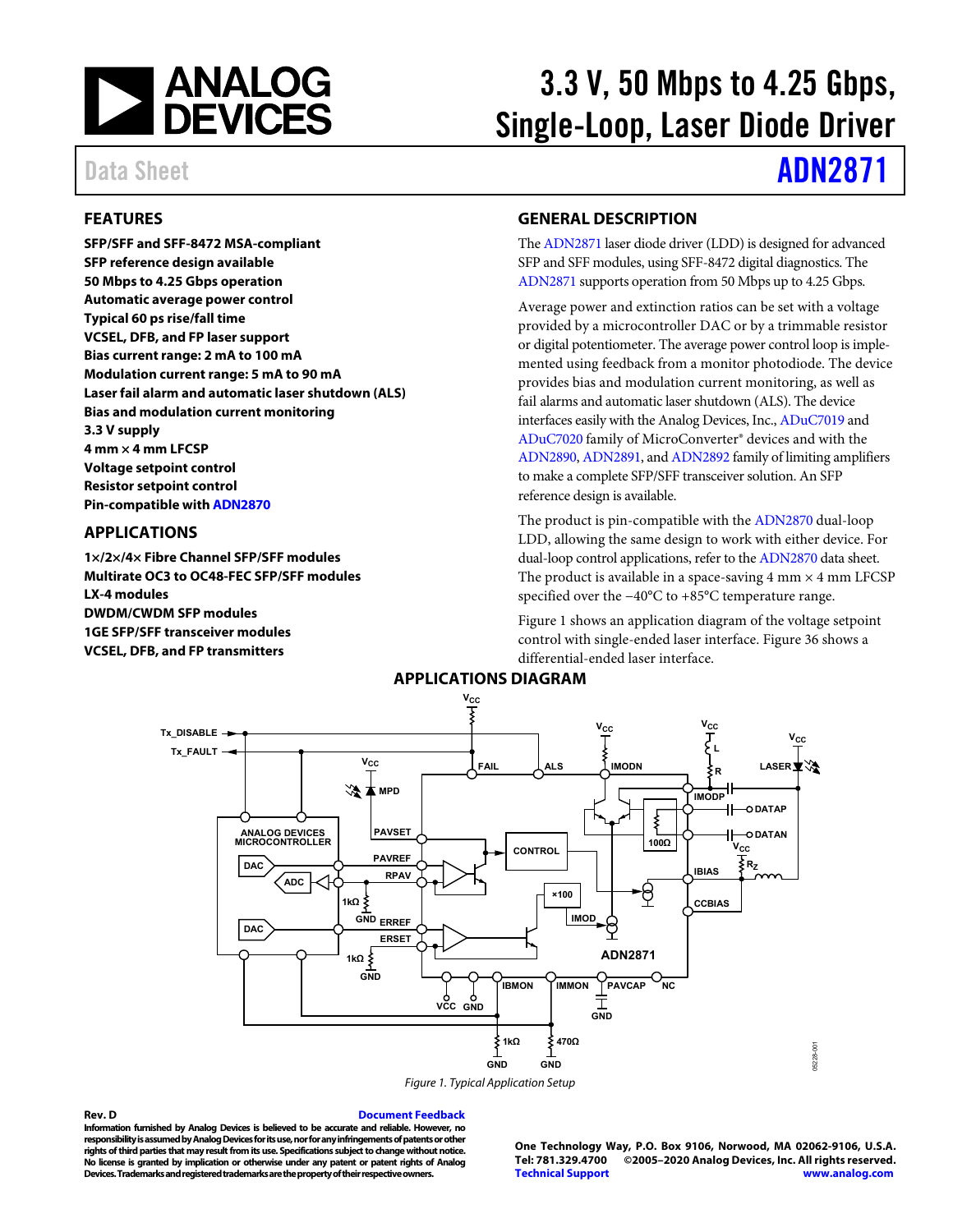# 3.3 V, 50 Mbps to 4.25 Gbps, Single-Loop, Laser Diode Driver

Data Sheet **ADN2871**

## FEATURES

**SFP/SFF and SFF-8472 MSA-compliant**
**SFP reference design available**
**50 Mbps to 4.25 Gbps operation**
**Automatic average power control**
**Typical 60 ps rise/fall time**
**VCSEL, DFB, and FP laser support**
**Bias current range: 2 mA to 100 mA**
**Modulation current range: 5 mA to 90 mA**
**Laser fail alarm and automatic laser shutdown (ALS)**
**Bias and modulation current monitoring**
**3.3 V supply**
**4 mm × 4 mm LFCSP**
**Voltage setpoint control**
**Resistor setpoint control**
**Pin-compatible with ADN2870**

## APPLICATIONS

**1×/2×/4× Fibre Channel SFP/SFF modules**
**Multirate OC3 to OC48-FEC SFP/SFF modules**
**LX-4 modules**
**DWDM/CWDM SFP modules**
**1GE SFP/SFF transceiver modules**
**VCSEL, DFB, and FP transmitters**

## GENERAL DESCRIPTION

The ADN2871 laser diode driver (LDD) is designed for advanced SFP and SFF modules, using SFF-8472 digital diagnostics. The ADN2871 supports operation from 50 Mbps up to 4.25 Gbps.

Average power and extinction ratios can be set with a voltage provided by a microcontroller DAC or by a trimmable resistor or digital potentiometer. The average power control loop is implemented using feedback from a monitor photodiode. The device provides bias and modulation current monitoring, as well as fail alarms and automatic laser shutdown (ALS). The device interfaces easily with the Analog Devices, Inc., ADuC7019 and ADuC7020 family of MicroConverter® devices and with the ADN2890, ADN2891, and ADN2892 family of limiting amplifiers to make a complete SFP/SFF transceiver solution. An SFP reference design is available.

The product is pin-compatible with the ADN2870 dual-loop LDD, allowing the same design to work with either device. For dual-loop control applications, refer to the ADN2870 data sheet. The product is available in a space-saving 4 mm × 4 mm LFCSP specified over the −40°C to +85°C temperature range.

Figure 1 shows an application diagram of the voltage setpoint control with single-ended laser interface. Figure 36 shows a differential-ended laser interface.

## APPLICATIONS DIAGRAM

Figure 1. Typical Application Setup

Rev. D

Information furnished by Analog Devices is believed to be accurate and reliable. However, no responsibility is assumed by Analog Devices for its use, nor for any infringements of patents or other rights of third parties that may result from its use. Specifications subject to change without notice. No license is granted by implication or otherwise under any patent or patent rights of Analog Devices. Trademarks and registered trademarks are the property of their respective owners.

One Technology Way, P.O. Box 9106, Norwood, MA 02062-9106, U.S.A.
Tel: 781.329.4700 ©2005–2020 Analog Devices, Inc. All rights reserved.
Technical Support www.analog.com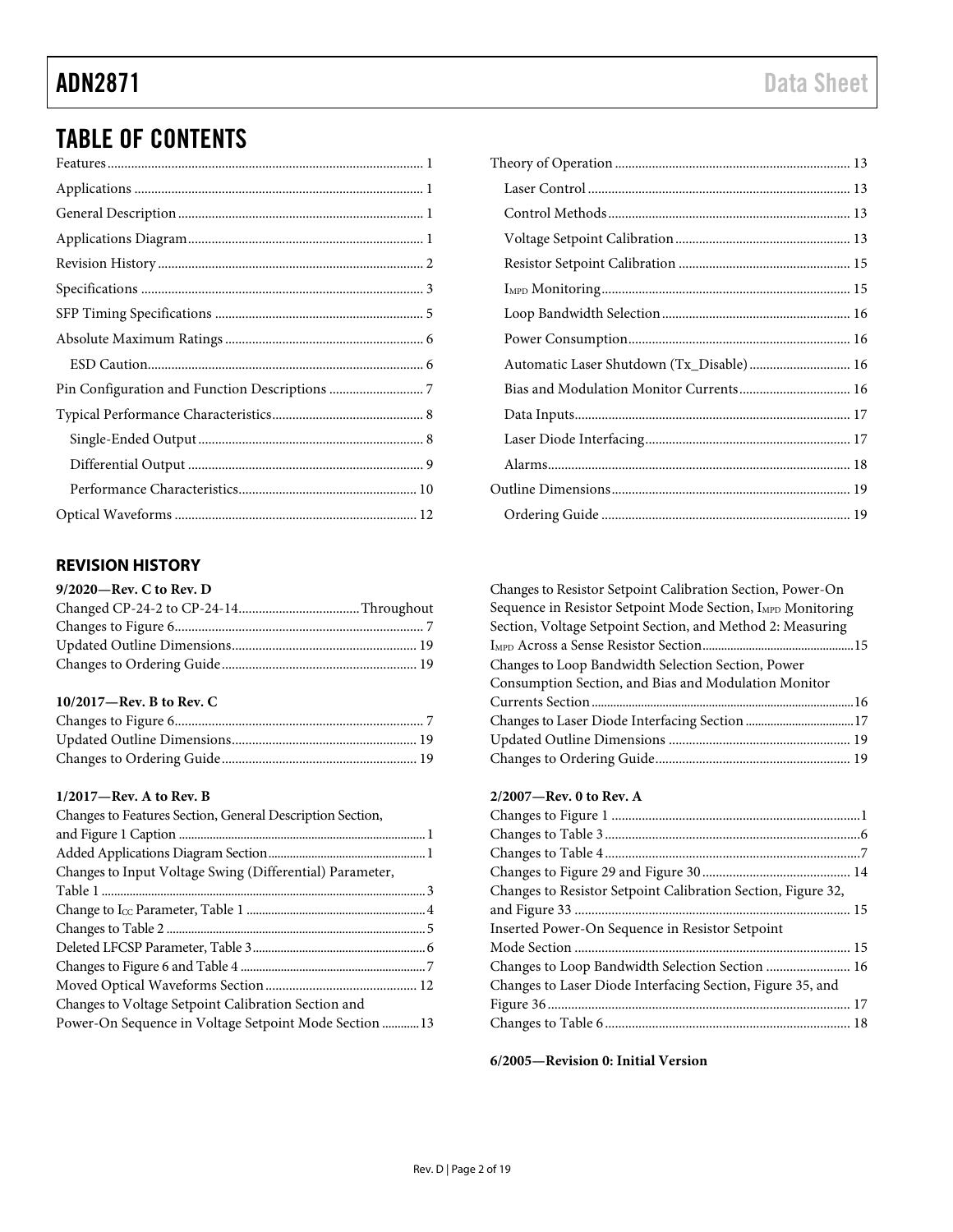## TABLE OF CONTENTS

Features ... 1
Applications ... 1
General Description ... 1
Applications Diagram ... 1
Revision History ... 2
Specifications ... 3
SFP Timing Specifications ... 5
Absolute Maximum Ratings ... 6
- ESD Caution ... 6

Pin Configuration and Function Descriptions ... 7
Typical Performance Characteristics ... 8
- Single-Ended Output ... 8
- Differential Output ... 9
- Performance Characteristics ... 10

Optical Waveforms ... 12
Theory of Operation ... 13
- Laser Control ... 13
- Control Methods ... 13
- Voltage Setpoint Calibration ... 13
- Resistor Setpoint Calibration ... 15
- $I_{MPD}$ Monitoring ... 15
- Loop Bandwidth Selection ... 16
- Power Consumption ... 16
- Automatic Laser Shutdown (Tx_Disable) ... 16
- Bias and Modulation Monitor Currents ... 16
- Data Inputs ... 17
- Laser Diode Interfacing ... 17
- Alarms ... 18

Outline Dimensions ... 19
- Ordering Guide ... 19

### REVISION HISTORY

**9/2020—Rev. C to Rev. D**

Changed CP-24-2 to CP-24-14 ... Throughout
Changes to Figure 6 ... 7
Updated Outline Dimensions ... 19
Changes to Ordering Guide ... 19

**10/2017—Rev. B to Rev. C**

Changes to Figure 6 ... 7
Updated Outline Dimensions ... 19
Changes to Ordering Guide ... 19

**1/2017—Rev. A to Rev. B**

Changes to Features Section, General Description Section, and Figure 1 Caption ... 1
Added Applications Diagram Section ... 1
Changes to Input Voltage Swing (Differential) Parameter, Table 1 ... 3
Change to $I_{CC}$ Parameter, Table 1 ... 4
Changes to Table 2 ... 5
Deleted LFCSP Parameter, Table 3 ... 6
Changes to Figure 6 and Table 4 ... 7
Moved Optical Waveforms Section ... 12
Changes to Voltage Setpoint Calibration Section and Power-On Sequence in Voltage Setpoint Mode Section ... 13
Changes to Resistor Setpoint Calibration Section, Power-On Sequence in Resistor Setpoint Mode Section, $I_{MPD}$ Monitoring Section, Voltage Setpoint Section, and Method 2: Measuring $I_{MPD}$ Across a Sense Resistor Section ... 15
Changes to Loop Bandwidth Selection Section, Power Consumption Section, and Bias and Modulation Monitor Currents Section ... 16
Changes to Laser Diode Interfacing Section ... 17
Updated Outline Dimensions ... 19
Changes to Ordering Guide ... 19

**2/2007—Rev. 0 to Rev. A**

Changes to Figure 1 ... 1
Changes to Table 3 ... 6
Changes to Table 4 ... 7
Changes to Figure 29 and Figure 30 ... 14
Changes to Resistor Setpoint Calibration Section, Figure 32, and Figure 33 ... 15
Inserted Power-On Sequence in Resistor Setpoint Mode Section ... 15
Changes to Loop Bandwidth Selection Section ... 16
Changes to Laser Diode Interfacing Section, Figure 35, and Figure 36 ... 17
Changes to Table 6 ... 18

**6/2005—Revision 0: Initial Version**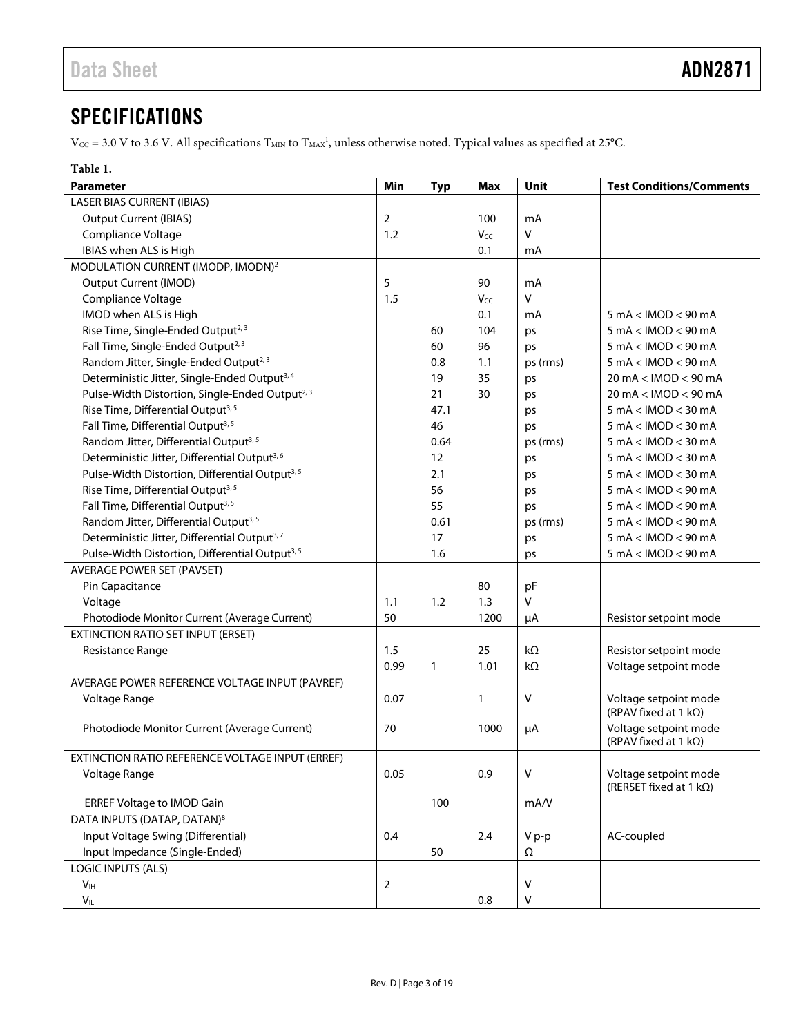## SPECIFICATIONS

$V_{CC}$ = 3.0 V to 3.6 V. All specifications $T_{MIN}$ to $T_{MAX}$[1], unless otherwise noted. Typical values as specified at 25°C.

**Table 1.**

| Parameter | Min | Typ | Max | Unit | Test Conditions/Comments |
|---|---|---|---|---|---|
| LASER BIAS CURRENT (IBIAS) | | | | | |
| Output Current (IBIAS) | 2 | | 100 | mA | |
| Compliance Voltage | 1.2 | | $V_{CC}$ | V | |
| IBIAS when ALS is High | | | 0.1 | mA | |
| MODULATION CURRENT (IMODP, IMODN)[2] | | | | | |
| Output Current (IMOD) | 5 | | 90 | mA | |
| Compliance Voltage | 1.5 | | $V_{CC}$ | V | |
| IMOD when ALS is High | | | 0.1 | mA | 5 mA < IMOD < 90 mA |
| Rise Time, Single-Ended Output[2, 3] | | 60 | 104 | ps | 5 mA < IMOD < 90 mA |
| Fall Time, Single-Ended Output[2, 3] | | 60 | 96 | ps | 5 mA < IMOD < 90 mA |
| Random Jitter, Single-Ended Output[2, 3] | | 0.8 | 1.1 | ps (rms) | 5 mA < IMOD < 90 mA |
| Deterministic Jitter, Single-Ended Output[3, 4] | | 19 | 35 | ps | 20 mA < IMOD < 90 mA |
| Pulse-Width Distortion, Single-Ended Output[2, 3] | | 21 | 30 | ps | 20 mA < IMOD < 90 mA |
| Rise Time, Differential Output[3, 5] | | 47.1 | | ps | 5 mA < IMOD < 30 mA |
| Fall Time, Differential Output[3, 5] | | 46 | | ps | 5 mA < IMOD < 30 mA |
| Random Jitter, Differential Output[3, 5] | | 0.64 | | ps (rms) | 5 mA < IMOD < 30 mA |
| Deterministic Jitter, Differential Output[3, 6] | | 12 | | ps | 5 mA < IMOD < 30 mA |
| Pulse-Width Distortion, Differential Output[3, 5] | | 2.1 | | ps | 5 mA < IMOD < 30 mA |
| Rise Time, Differential Output[3, 5] | | 56 | | ps | 5 mA < IMOD < 90 mA |
| Fall Time, Differential Output[3, 5] | | 55 | | ps | 5 mA < IMOD < 90 mA |
| Random Jitter, Differential Output[3, 5] | | 0.61 | | ps (rms) | 5 mA < IMOD < 90 mA |
| Deterministic Jitter, Differential Output[3, 7] | | 17 | | ps | 5 mA < IMOD < 90 mA |
| Pulse-Width Distortion, Differential Output[3, 5] | | 1.6 | | ps | 5 mA < IMOD < 90 mA |
| AVERAGE POWER SET (PAVSET) | | | | | |
| Pin Capacitance | | | 80 | pF | |
| Voltage | 1.1 | 1.2 | 1.3 | V | |
| Photodiode Monitor Current (Average Current) | 50 | | 1200 | μA | Resistor setpoint mode |
| EXTINCTION RATIO SET INPUT (ERSET) | | | | | |
| Resistance Range | 1.5 | | 25 | kΩ | Resistor setpoint mode |
| | 0.99 | 1 | 1.01 | kΩ | Voltage setpoint mode |
| AVERAGE POWER REFERENCE VOLTAGE INPUT (PAVREF) | | | | | |
| Voltage Range | 0.07 | | 1 | V | Voltage setpoint mode (RPAV fixed at 1 kΩ) |
| Photodiode Monitor Current (Average Current) | 70 | | 1000 | μA | Voltage setpoint mode (RPAV fixed at 1 kΩ) |
| EXTINCTION RATIO REFERENCE VOLTAGE INPUT (ERREF) | | | | | |
| Voltage Range | 0.05 | | 0.9 | V | Voltage setpoint mode (RERSET fixed at 1 kΩ) |
| ERREF Voltage to IMOD Gain | | 100 | | mA/V | |
| DATA INPUTS (DATAP, DATAN)[8] | | | | | |
| Input Voltage Swing (Differential) | 0.4 | | 2.4 | V p-p | AC-coupled |
| Input Impedance (Single-Ended) | | 50 | | Ω | |
| LOGIC INPUTS (ALS) | | | | | |
| $V_{IH}$ | 2 | | | V | |
| $V_{IL}$ | | | 0.8 | V | |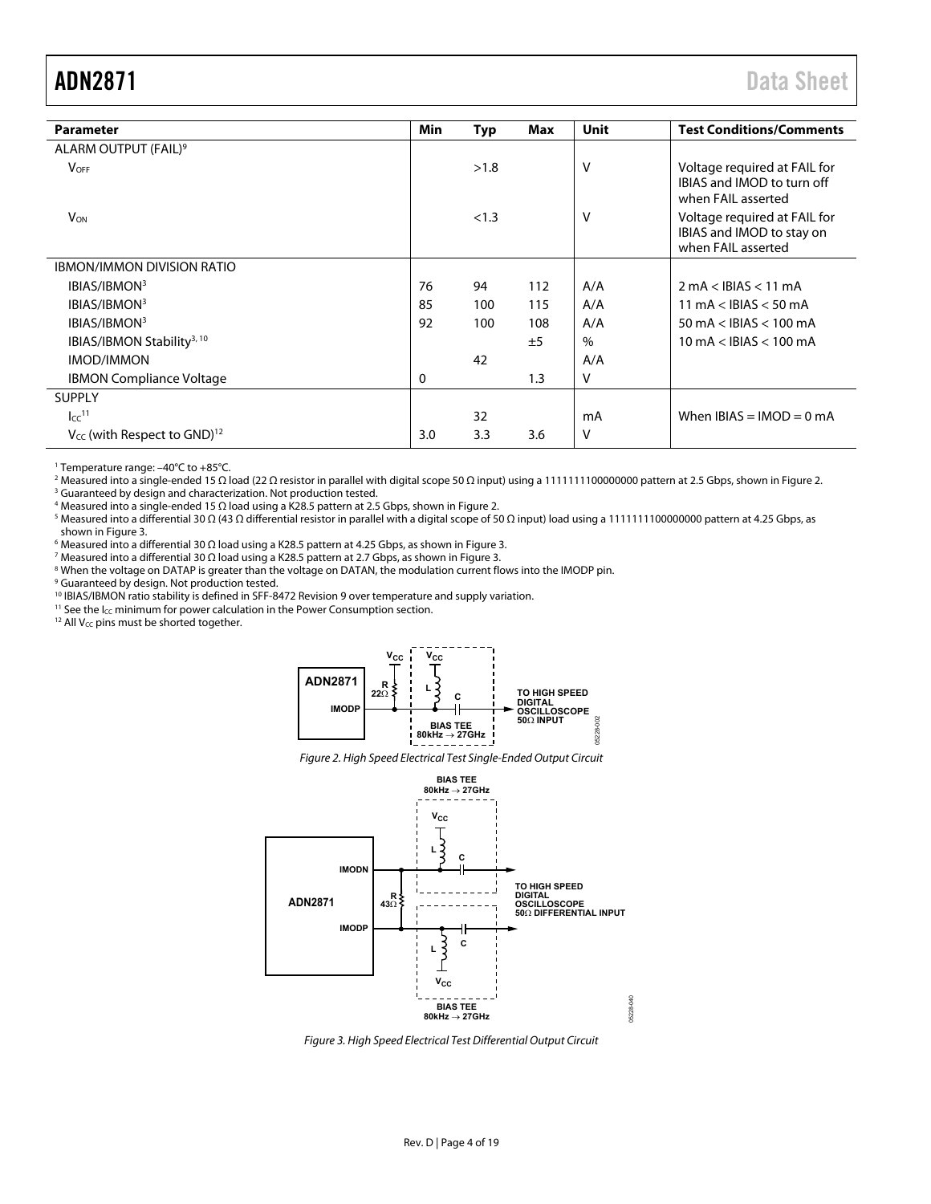| Parameter | Min | Typ | Max | Unit | Test Conditions/Comments |
|---|---|---|---|---|---|
| ALARM OUTPUT (FAIL)[9] | | | | | |
| $V_{OFF}$ | | >1.8 | | V | Voltage required at FAIL for IBIAS and IMOD to turn off when FAIL asserted |
| $V_{ON}$ | | <1.3 | | V | Voltage required at FAIL for IBIAS and IMOD to stay on when FAIL asserted |
| IBMON/IMMON DIVISION RATIO | | | | | |
| IBIAS/IBMON[3] | 76 | 94 | 112 | A/A | 2 mA < IBIAS < 11 mA |
| IBIAS/IBMON[3] | 85 | 100 | 115 | A/A | 11 mA < IBIAS < 50 mA |
| IBIAS/IBMON[3] | 92 | 100 | 108 | A/A | 50 mA < IBIAS < 100 mA |
| IBIAS/IBMON Stability[3, 10] | | | ±5 | % | 10 mA < IBIAS < 100 mA |
| IMOD/IMMON | | 42 | | A/A | |
| IBMON Compliance Voltage | 0 | | 1.3 | V | |
| SUPPLY | | | | | |
| $I_{CC}$[11] | | 32 | | mA | When IBIAS = IMOD = 0 mA |
| $V_{CC}$ (with Respect to GND)[12] | 3.0 | 3.3 | 3.6 | V | |

[1] Temperature range: −40°C to +85°C.
[2] Measured into a single-ended 15 Ω load (22 Ω resistor in parallel with digital scope 50 Ω input) using a 1111111100000000 pattern at 2.5 Gbps, shown in Figure 2.
[3] Guaranteed by design and characterization. Not production tested.
[4] Measured into a single-ended 15 Ω load using a K28.5 pattern at 2.5 Gbps, shown in Figure 2.
[5] Measured into a differential 30 Ω (43 Ω differential resistor in parallel with a digital scope of 50 Ω input) load using a 1111111100000000 pattern at 4.25 Gbps, as shown in Figure 3.
[6] Measured into a differential 30 Ω load using a K28.5 pattern at 4.25 Gbps, as shown in Figure 3.
[7] Measured into a differential 30 Ω load using a K28.5 pattern at 2.7 Gbps, as shown in Figure 3.
[8] When the voltage on DATAP is greater than the voltage on DATAN, the modulation current flows into the IMODP pin.
[9] Guaranteed by design. Not production tested.
[10] IBIAS/IBMON ratio stability is defined in SFF-8472 Revision 9 over temperature and supply variation.
[11] See the $I_{CC}$ minimum for power calculation in the Power Consumption section.
[12] All $V_{CC}$ pins must be shorted together.

Figure 2. High Speed Electrical Test Single-Ended Output Circuit

Figure 3. High Speed Electrical Test Differential Output Circuit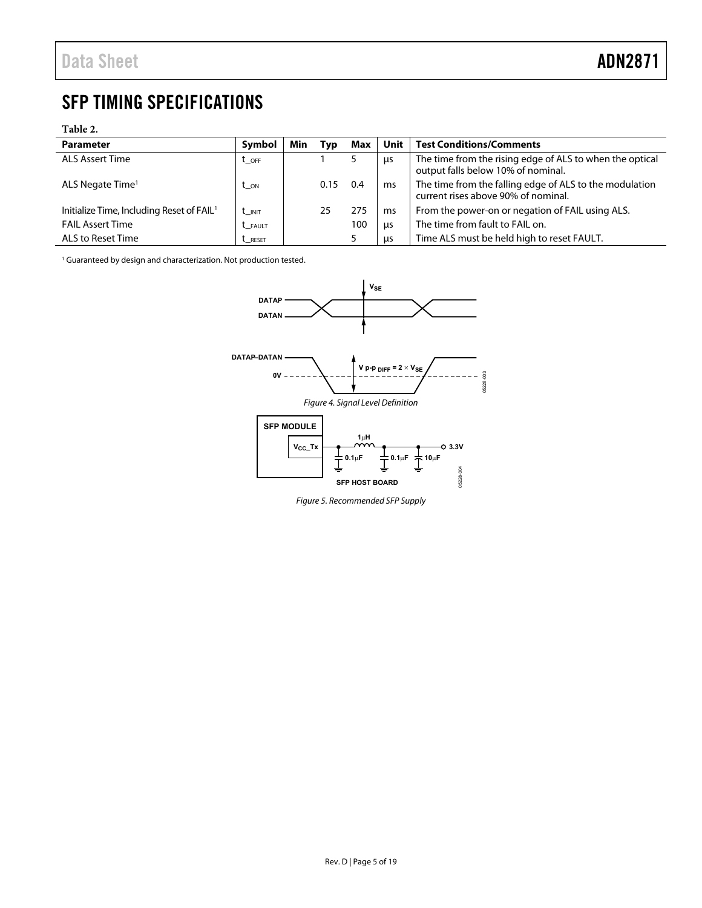# SFP TIMING SPECIFICATIONS

**Table 2.**

| Parameter | Symbol | Min | Typ | Max | Unit | Test Conditions/Comments |
|---|---|---|---|---|---|---|
| ALS Assert Time | $t_{\_OFF}$ | | 1 | 5 | µs | The time from the rising edge of ALS to when the optical output falls below 10% of nominal. |
| ALS Negate Time[1] | $t_{\_ON}$ | | 0.15 | 0.4 | ms | The time from the falling edge of ALS to the modulation current rises above 90% of nominal. |
| Initialize Time, Including Reset of FAIL[1] | $t_{\_INIT}$ | | 25 | 275 | ms | From the power-on or negation of FAIL using ALS. |
| FAIL Assert Time | $t_{\_FAULT}$ | | | 100 | µs | The time from fault to FAIL on. |
| ALS to Reset Time | $t_{\_RESET}$ | | | 5 | µs | Time ALS must be held high to reset FAULT. |

[1] Guaranteed by design and characterization. Not production tested.

Figure 4. Signal Level Definition

Figure 5. Recommended SFP Supply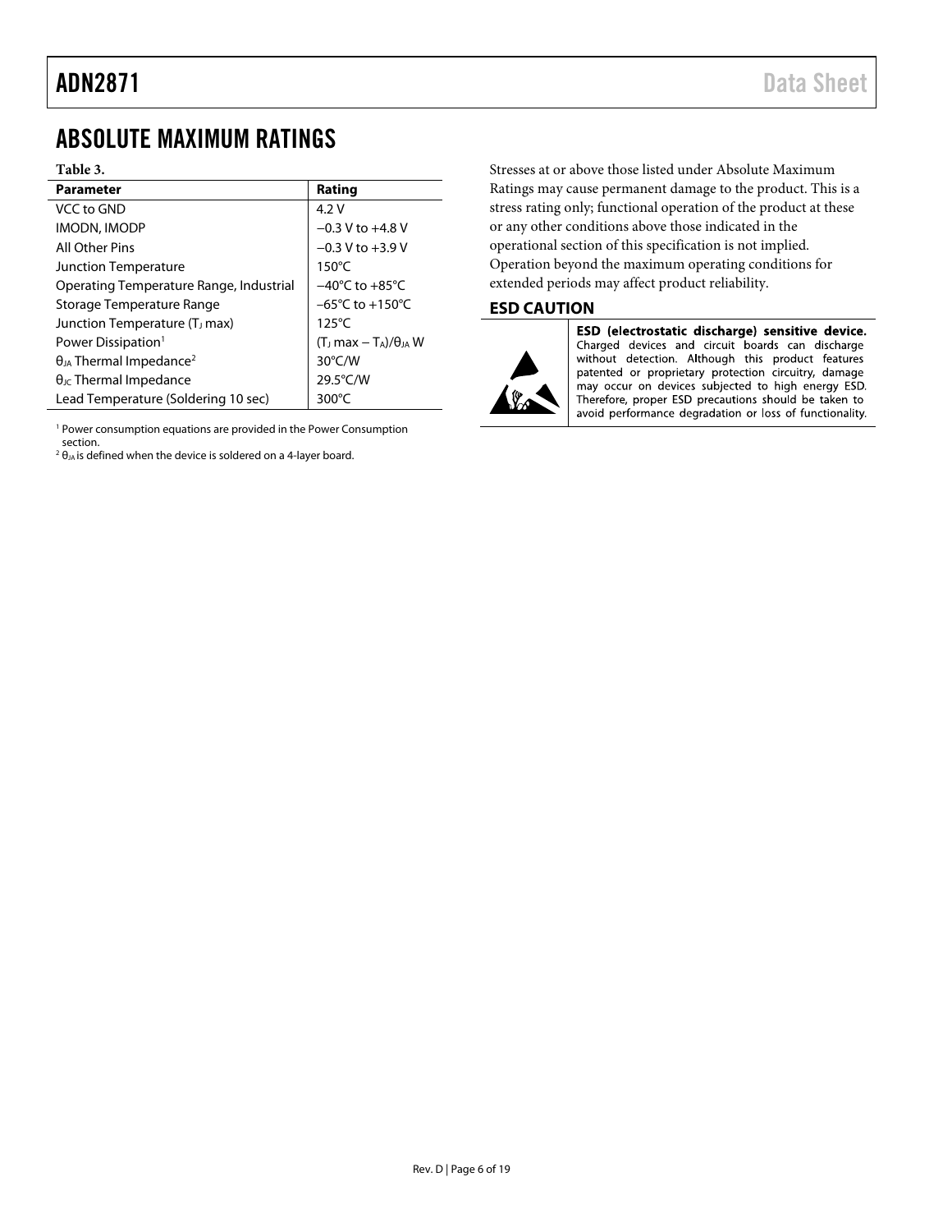# ABSOLUTE MAXIMUM RATINGS

**Table 3.**

| Parameter | Rating |
|---|---|
| VCC to GND | 4.2 V |
| IMODN, IMODP | −0.3 V to +4.8 V |
| All Other Pins | −0.3 V to +3.9 V |
| Junction Temperature | 150°C |
| Operating Temperature Range, Industrial | −40°C to +85°C |
| Storage Temperature Range | −65°C to +150°C |
| Junction Temperature ($T_J$ max) | 125°C |
| Power Dissipation[1] | ($T_J$ max − $T_A$)/$\theta_{JA}$ W |
| $\theta_{JA}$ Thermal Impedance[2] | 30°C/W |
| $\theta_{JC}$ Thermal Impedance | 29.5°C/W |
| Lead Temperature (Soldering 10 sec) | 300°C |

[1] Power consumption equations are provided in the Power Consumption section.
[2] $\theta_{JA}$ is defined when the device is soldered on a 4-layer board.

Stresses at or above those listed under Absolute Maximum Ratings may cause permanent damage to the product. This is a stress rating only; functional operation of the product at these or any other conditions above those indicated in the operational section of this specification is not implied. Operation beyond the maximum operating conditions for extended periods may affect product reliability.

## ESD CAUTION

**ESD (electrostatic discharge) sensitive device.** Charged devices and circuit boards can discharge without detection. Although this product features patented or proprietary protection circuitry, damage may occur on devices subjected to high energy ESD. Therefore, proper ESD precautions should be taken to avoid performance degradation or loss of functionality.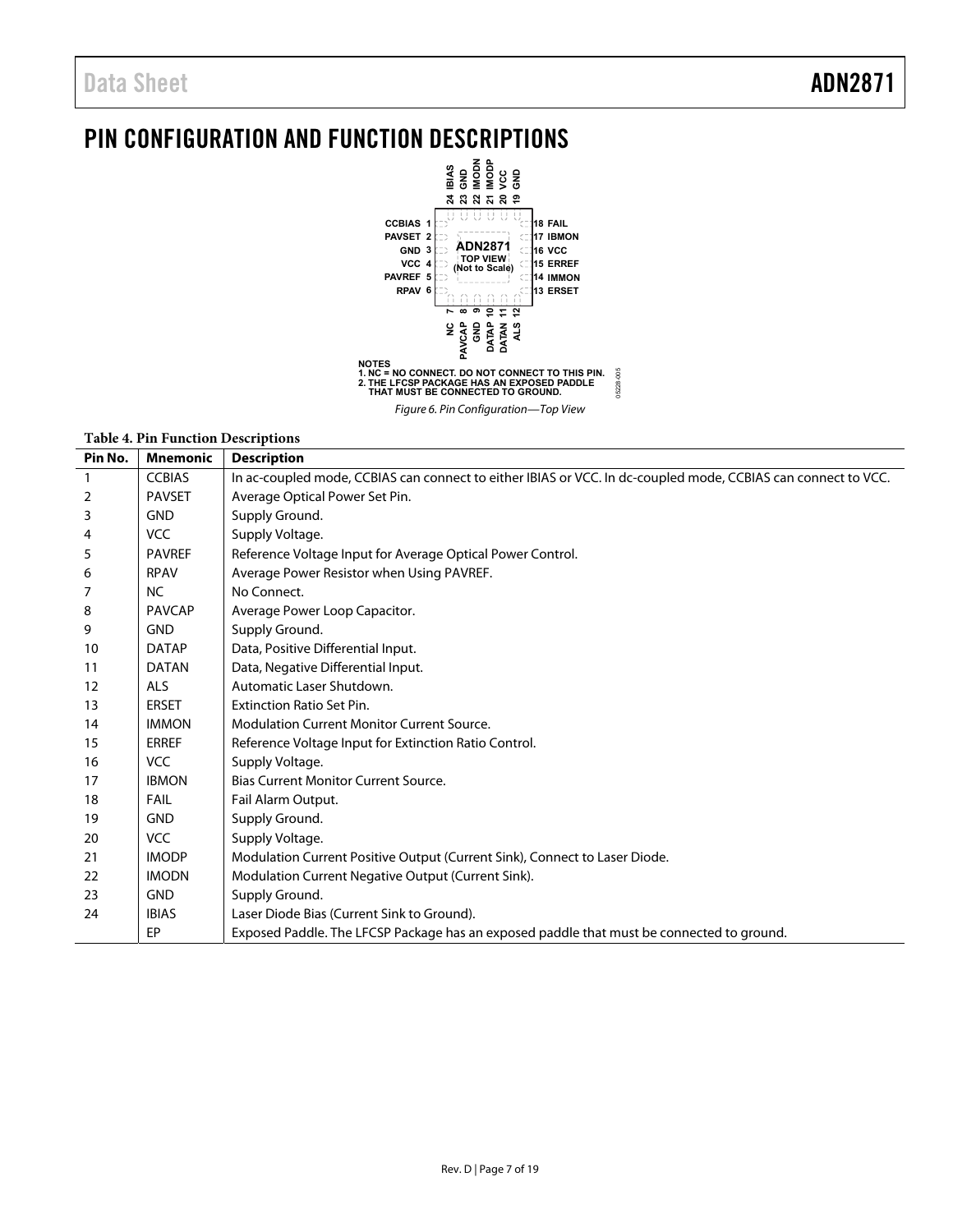# PIN CONFIGURATION AND FUNCTION DESCRIPTIONS

NOTES
1. NC = NO CONNECT. DO NOT CONNECT TO THIS PIN.
2. THE LFCSP PACKAGE HAS AN EXPOSED PADDLE THAT MUST BE CONNECTED TO GROUND.

*Figure 6. Pin Configuration—Top View*

**Table 4. Pin Function Descriptions**

| Pin No. | Mnemonic | Description |
|---|---|---|
| 1 | CCBIAS | In ac-coupled mode, CCBIAS can connect to either IBIAS or VCC. In dc-coupled mode, CCBIAS can connect to VCC. |
| 2 | PAVSET | Average Optical Power Set Pin. |
| 3 | GND | Supply Ground. |
| 4 | VCC | Supply Voltage. |
| 5 | PAVREF | Reference Voltage Input for Average Optical Power Control. |
| 6 | RPAV | Average Power Resistor when Using PAVREF. |
| 7 | NC | No Connect. |
| 8 | PAVCAP | Average Power Loop Capacitor. |
| 9 | GND | Supply Ground. |
| 10 | DATAP | Data, Positive Differential Input. |
| 11 | DATAN | Data, Negative Differential Input. |
| 12 | ALS | Automatic Laser Shutdown. |
| 13 | ERSET | Extinction Ratio Set Pin. |
| 14 | IMMON | Modulation Current Monitor Current Source. |
| 15 | ERREF | Reference Voltage Input for Extinction Ratio Control. |
| 16 | VCC | Supply Voltage. |
| 17 | IBMON | Bias Current Monitor Current Source. |
| 18 | FAIL | Fail Alarm Output. |
| 19 | GND | Supply Ground. |
| 20 | VCC | Supply Voltage. |
| 21 | IMODP | Modulation Current Positive Output (Current Sink), Connect to Laser Diode. |
| 22 | IMODN | Modulation Current Negative Output (Current Sink). |
| 23 | GND | Supply Ground. |
| 24 | IBIAS | Laser Diode Bias (Current Sink to Ground). |
| | EP | Exposed Paddle. The LFCSP Package has an exposed paddle that must be connected to ground. |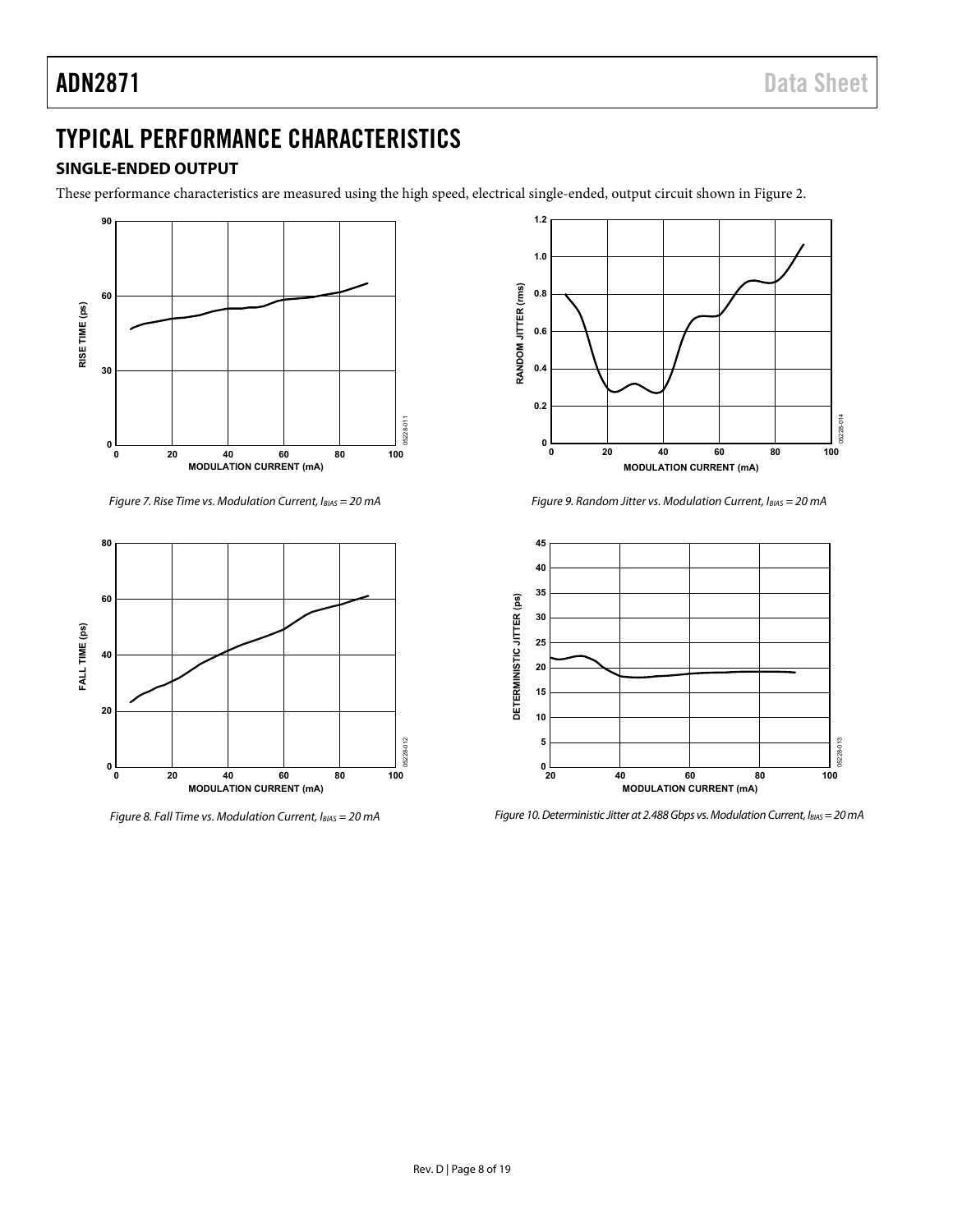# TYPICAL PERFORMANCE CHARACTERISTICS

## SINGLE-ENDED OUTPUT

These performance characteristics are measured using the high speed, electrical single-ended, output circuit shown in Figure 2.

*Figure 7. Rise Time vs. Modulation Current, $I_{BIAS}$ = 20 mA*

*Figure 8. Fall Time vs. Modulation Current, $I_{BIAS}$ = 20 mA*

*Figure 9. Random Jitter vs. Modulation Current, $I_{BIAS}$ = 20 mA*

*Figure 10. Deterministic Jitter at 2.488 Gbps vs. Modulation Current, $I_{BIAS}$ = 20 mA*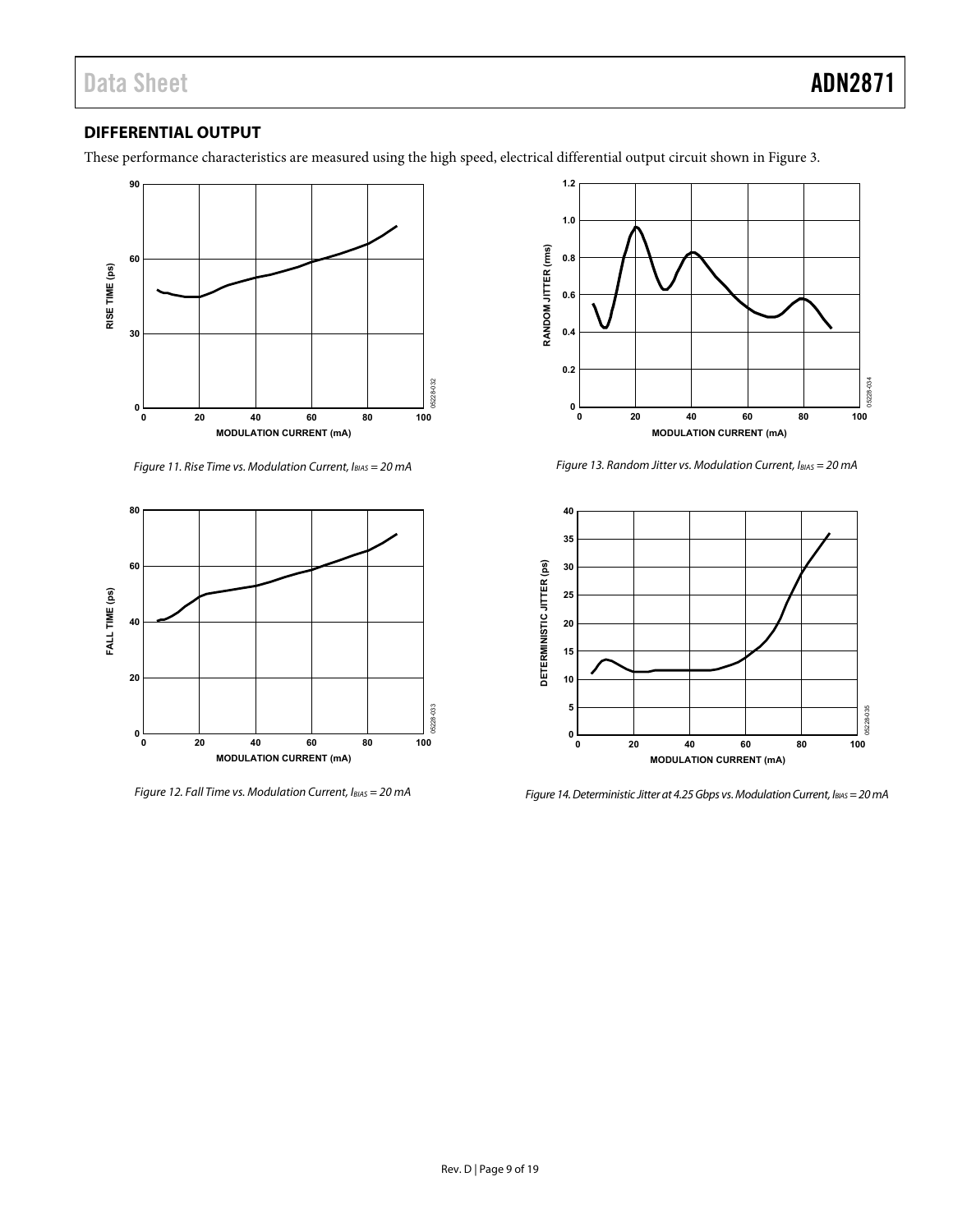## DIFFERENTIAL OUTPUT

These performance characteristics are measured using the high speed, electrical differential output circuit shown in Figure 3.

*Figure 11. Rise Time vs. Modulation Current, $I_{BIAS}$ = 20 mA*

*Figure 12. Fall Time vs. Modulation Current, $I_{BIAS}$ = 20 mA*

*Figure 13. Random Jitter vs. Modulation Current, $I_{BIAS}$ = 20 mA*

*Figure 14. Deterministic Jitter at 4.25 Gbps vs. Modulation Current, $I_{BIAS}$ = 20 mA*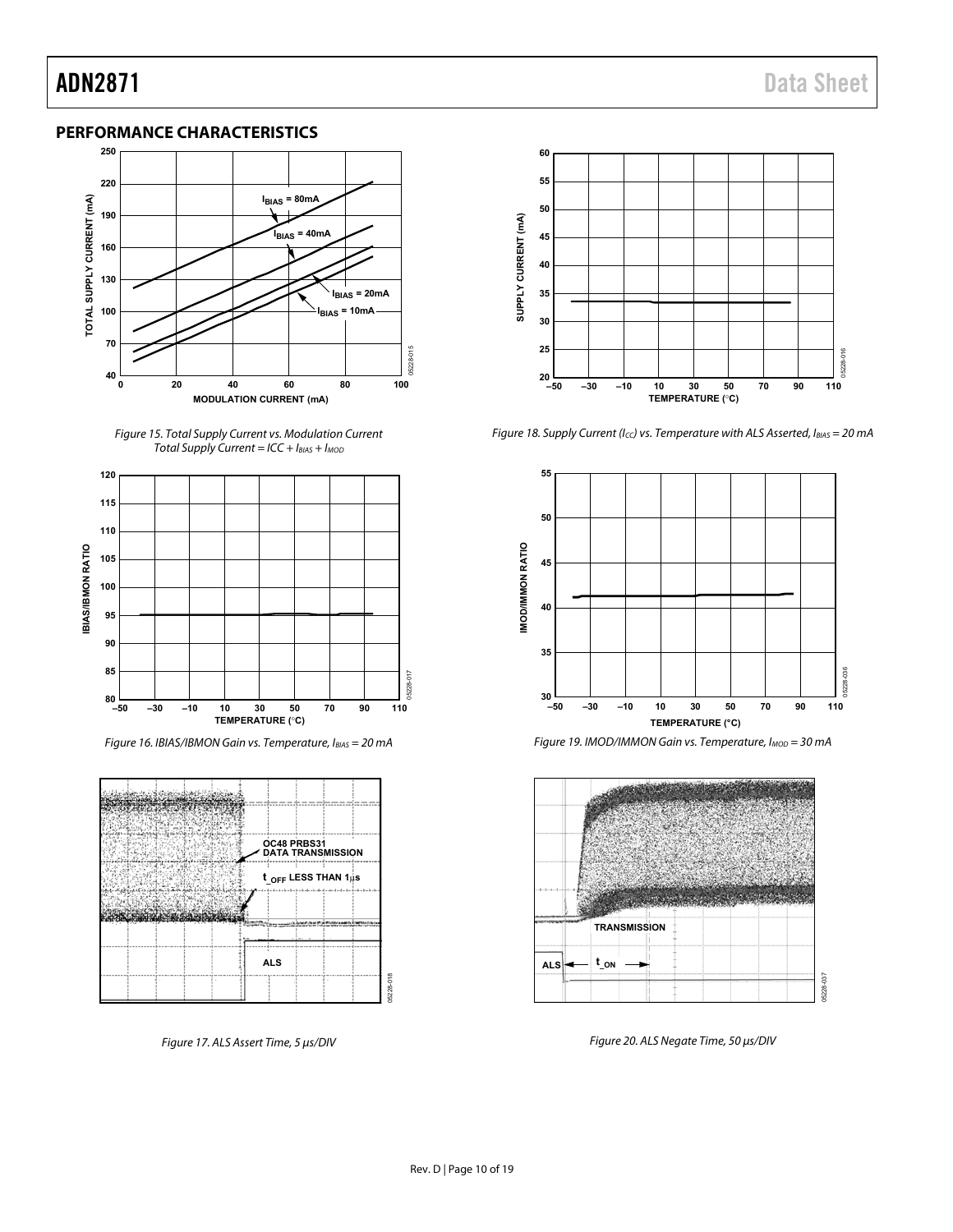## PERFORMANCE CHARACTERISTICS

Figure 15. Total Supply Current vs. Modulation Current Total Supply Current = ICC + $I_{BIAS}$ + $I_{MOD}$

Figure 16. IBIAS/IBMON Gain vs. Temperature, $I_{BIAS}$ = 20 mA

Figure 17. ALS Assert Time, 5 µs/DIV

Figure 18. Supply Current ($I_{CC}$) vs. Temperature with ALS Asserted, $I_{BIAS}$ = 20 mA

Figure 19. IMOD/IMMON Gain vs. Temperature, $I_{MOD}$ = 30 mA

Figure 20. ALS Negate Time, 50 µs/DIV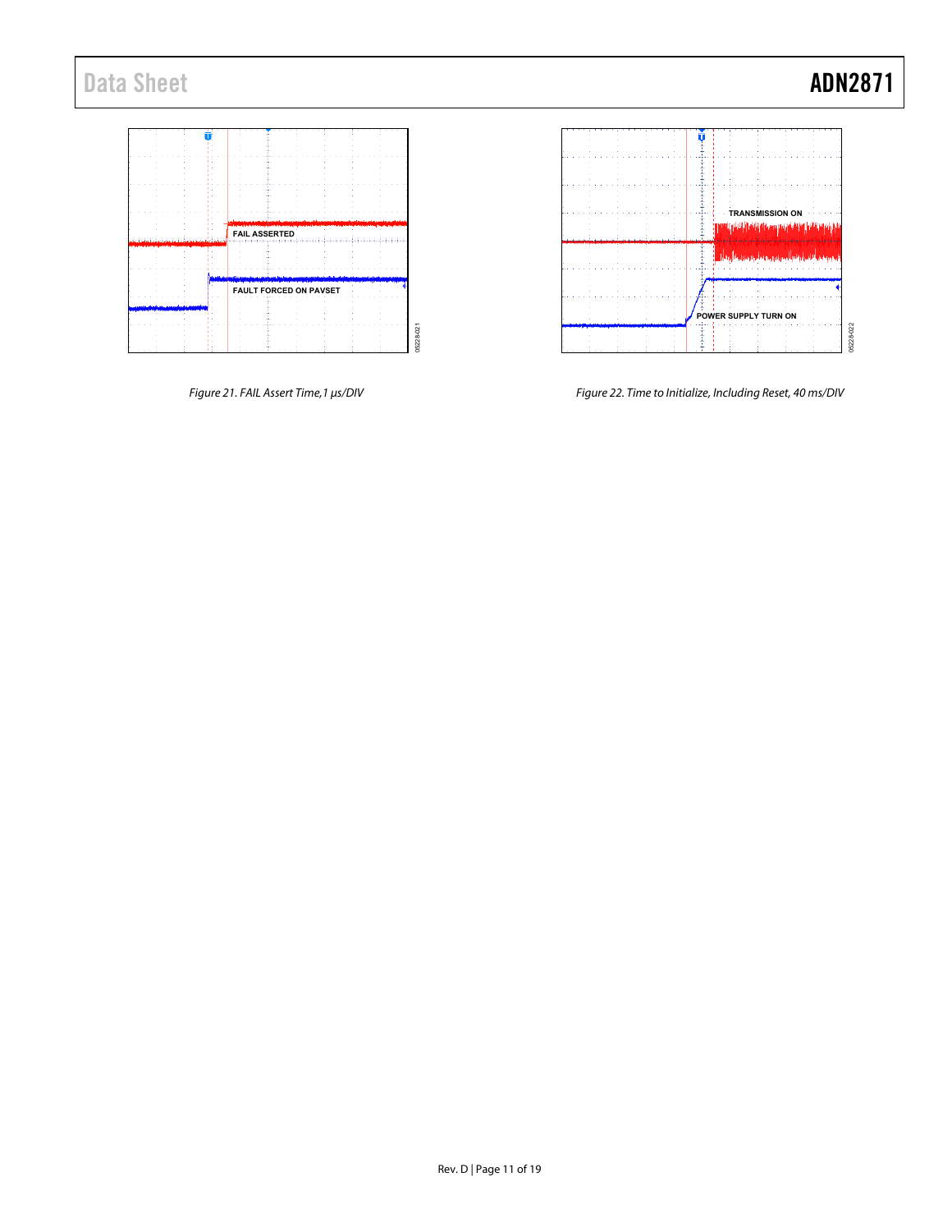FAIL ASSERTED

FAULT FORCED ON PAVSET

05228-021

*Figure 21. FAIL Assert Time,1 μs/DIV*

TRANSMISSION ON

POWER SUPPLY TURN ON

05228-022

*Figure 22. Time to Initialize, Including Reset, 40 ms/DIV*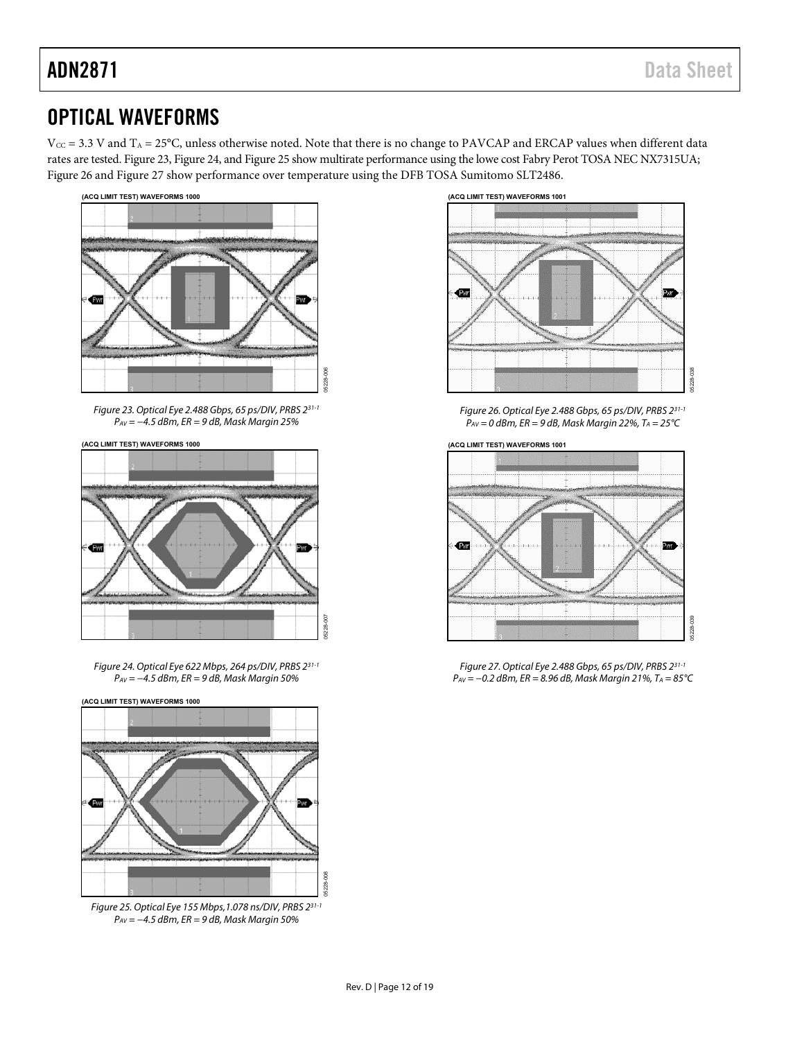## OPTICAL WAVEFORMS

$V_{CC}$ = 3.3 V and $T_A$ = 25°C, unless otherwise noted. Note that there is no change to PAVCAP and ERCAP values when different data rates are tested. Figure 23, Figure 24, and Figure 25 show multirate performance using the lowe cost Fabry Perot TOSA NEC NX7315UA; Figure 26 and Figure 27 show performance over temperature using the DFB TOSA Sumitomo SLT2486.

*Figure 23. Optical Eye 2.488 Gbps, 65 ps/DIV, PRBS $2^{31-1}$ $P_{AV}$ = −4.5 dBm, ER = 9 dB, Mask Margin 25%*

*Figure 24. Optical Eye 622 Mbps, 264 ps/DIV, PRBS $2^{31-1}$ $P_{AV}$ = −4.5 dBm, ER = 9 dB, Mask Margin 50%*

*Figure 25. Optical Eye 155 Mbps,1.078 ns/DIV, PRBS $2^{31-1}$ $P_{AV}$ = −4.5 dBm, ER = 9 dB, Mask Margin 50%*

*Figure 26. Optical Eye 2.488 Gbps, 65 ps/DIV, PRBS $2^{31-1}$ $P_{AV}$ = 0 dBm, ER = 9 dB, Mask Margin 22%, $T_A$ = 25°C*

*Figure 27. Optical Eye 2.488 Gbps, 65 ps/DIV, PRBS $2^{31-1}$ $P_{AV}$ = −0.2 dBm, ER = 8.96 dB, Mask Margin 21%, $T_A$ = 85°C*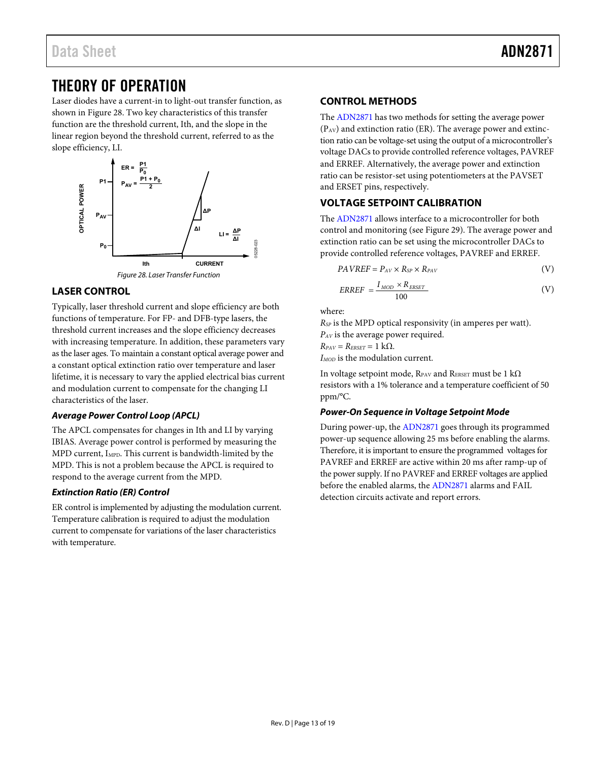# THEORY OF OPERATION

Laser diodes have a current-in to light-out transfer function, as shown in Figure 28. Two key characteristics of this transfer function are the threshold current, Ith, and the slope in the linear region beyond the threshold current, referred to as the slope efficiency, LI.

Figure 28. Laser Transfer Function

## LASER CONTROL

Typically, laser threshold current and slope efficiency are both functions of temperature. For FP- and DFB-type lasers, the threshold current increases and the slope efficiency decreases with increasing temperature. In addition, these parameters vary as the laser ages. To maintain a constant optical average power and a constant optical extinction ratio over temperature and laser lifetime, it is necessary to vary the applied electrical bias current and modulation current to compensate for the changing LI characteristics of the laser.

### *Average Power Control Loop (APCL)*

The APCL compensates for changes in Ith and LI by varying IBIAS. Average power control is performed by measuring the MPD current, $I_{MPD}$. This current is bandwidth-limited by the MPD. This is not a problem because the APCL is required to respond to the average current from the MPD.

### *Extinction Ratio (ER) Control*

ER control is implemented by adjusting the modulation current. Temperature calibration is required to adjust the modulation current to compensate for variations of the laser characteristics with temperature.

## CONTROL METHODS

The ADN2871 has two methods for setting the average power ($P_{AV}$) and extinction ratio (ER). The average power and extinction ratio can be voltage-set using the output of a microcontroller's voltage DACs to provide controlled reference voltages, PAVREF and ERREF. Alternatively, the average power and extinction ratio can be resistor-set using potentiometers at the PAVSET and ERSET pins, respectively.

## VOLTAGE SETPOINT CALIBRATION

The ADN2871 allows interface to a microcontroller for both control and monitoring (see Figure 29). The average power and extinction ratio can be set using the microcontroller DACs to provide controlled reference voltages, PAVREF and ERREF.

$$PAVREF = P_{AV} \times R_{SP} \times R_{PAV} \quad \text{(V)}$$

$$ERREF = \frac{I_{MOD} \times R_{ERSET}}{100} \quad \text{(V)}$$

where:
$R_{SP}$ is the MPD optical responsivity (in amperes per watt).
$P_{AV}$ is the average power required.
$R_{PAV} = R_{ERSET} = 1\ \text{k}\Omega$.
$I_{MOD}$ is the modulation current.

In voltage setpoint mode, $R_{PAV}$ and $R_{ERSET}$ must be 1 kΩ resistors with a 1% tolerance and a temperature coefficient of 50 ppm/°C.

### *Power-On Sequence in Voltage Setpoint Mode*

During power-up, the ADN2871 goes through its programmed power-up sequence allowing 25 ms before enabling the alarms. Therefore, it is important to ensure the programmed voltages for PAVREF and ERREF are active within 20 ms after ramp-up of the power supply. If no PAVREF and ERREF voltages are applied before the enabled alarms, the ADN2871 alarms and FAIL detection circuits activate and report errors.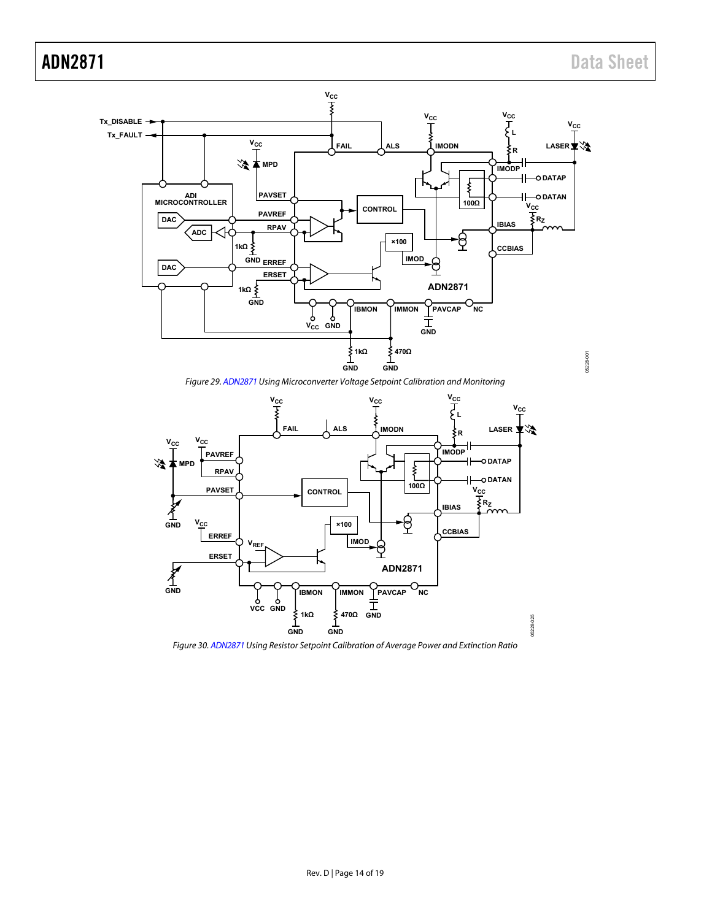Figure 29. ADN2871 Using Microconverter Voltage Setpoint Calibration and Monitoring

Figure 30. ADN2871 Using Resistor Setpoint Calibration of Average Power and Extinction Ratio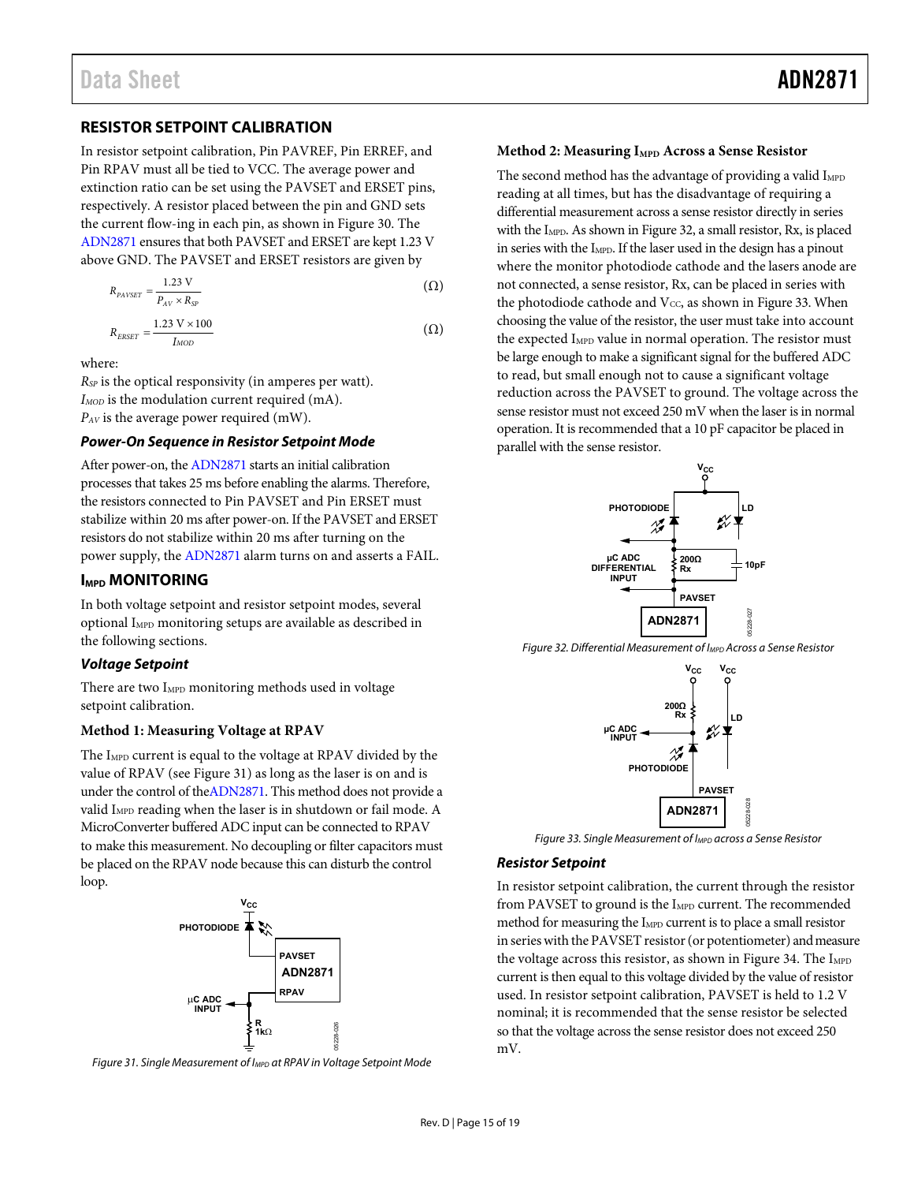## RESISTOR SETPOINT CALIBRATION

In resistor setpoint calibration, Pin PAVREF, Pin ERREF, and Pin RPAV must all be tied to VCC. The average power and extinction ratio can be set using the PAVSET and ERSET pins, respectively. A resistor placed between the pin and GND sets the current flow-ing in each pin, as shown in Figure 30. The ADN2871 ensures that both PAVSET and ERSET are kept 1.23 V above GND. The PAVSET and ERSET resistors are given by

$$R_{PAVSET} = \frac{1.23\text{ V}}{P_{AV} \times R_{SP}} \quad (\Omega)$$

$$R_{ERSET} = \frac{1.23\text{ V} \times 100}{I_{MOD}} \quad (\Omega)$$

where:

$R_{SP}$ is the optical responsivity (in amperes per watt).
$I_{MOD}$ is the modulation current required (mA).
$P_{AV}$ is the average power required (mW).

### *Power-On Sequence in Resistor Setpoint Mode*

After power-on, the ADN2871 starts an initial calibration processes that takes 25 ms before enabling the alarms. Therefore, the resistors connected to Pin PAVSET and Pin ERSET must stabilize within 20 ms after power-on. If the PAVSET and ERSET resistors do not stabilize within 20 ms after turning on the power supply, the ADN2871 alarm turns on and asserts a FAIL.

## $I_{MPD}$ MONITORING

In both voltage setpoint and resistor setpoint modes, several optional $I_{MPD}$ monitoring setups are available as described in the following sections.

### *Voltage Setpoint*

There are two $I_{MPD}$ monitoring methods used in voltage setpoint calibration.

#### Method 1: Measuring Voltage at RPAV

The $I_{MPD}$ current is equal to the voltage at RPAV divided by the value of RPAV (see Figure 31) as long as the laser is on and is under the control of the ADN2871. This method does not provide a valid $I_{MPD}$ reading when the laser is in shutdown or fail mode. A MicroConverter buffered ADC input can be connected to RPAV to make this measurement. No decoupling or filter capacitors must be placed on the RPAV node because this can disturb the control loop.

*Figure 31. Single Measurement of $I_{MPD}$ at RPAV in Voltage Setpoint Mode*

#### Method 2: Measuring $I_{MPD}$ Across a Sense Resistor

The second method has the advantage of providing a valid $I_{MPD}$ reading at all times, but has the disadvantage of requiring a differential measurement across a sense resistor directly in series with the $I_{MPD}$. As shown in Figure 32, a small resistor, Rx, is placed in series with the $I_{MPD}$. If the laser used in the design has a pinout where the monitor photodiode cathode and the lasers anode are not connected, a sense resistor, Rx, can be placed in series with the photodiode cathode and $V_{CC}$, as shown in Figure 33. When choosing the value of the resistor, the user must take into account the expected $I_{MPD}$ value in normal operation. The resistor must be large enough to make a significant signal for the buffered ADC to read, but small enough not to cause a significant voltage reduction across the PAVSET to ground. The voltage across the sense resistor must not exceed 250 mV when the laser is in normal operation. It is recommended that a 10 pF capacitor be placed in parallel with the sense resistor.

*Figure 32. Differential Measurement of $I_{MPD}$ Across a Sense Resistor*

*Figure 33. Single Measurement of $I_{MPD}$ across a Sense Resistor*

### *Resistor Setpoint*

In resistor setpoint calibration, the current through the resistor from PAVSET to ground is the $I_{MPD}$ current. The recommended method for measuring the $I_{MPD}$ current is to place a small resistor in series with the PAVSET resistor (or potentiometer) and measure the voltage across this resistor, as shown in Figure 34. The $I_{MPD}$ current is then equal to this voltage divided by the value of resistor used. In resistor setpoint calibration, PAVSET is held to 1.2 V nominal; it is recommended that the sense resistor be selected so that the voltage across the sense resistor does not exceed 250 mV.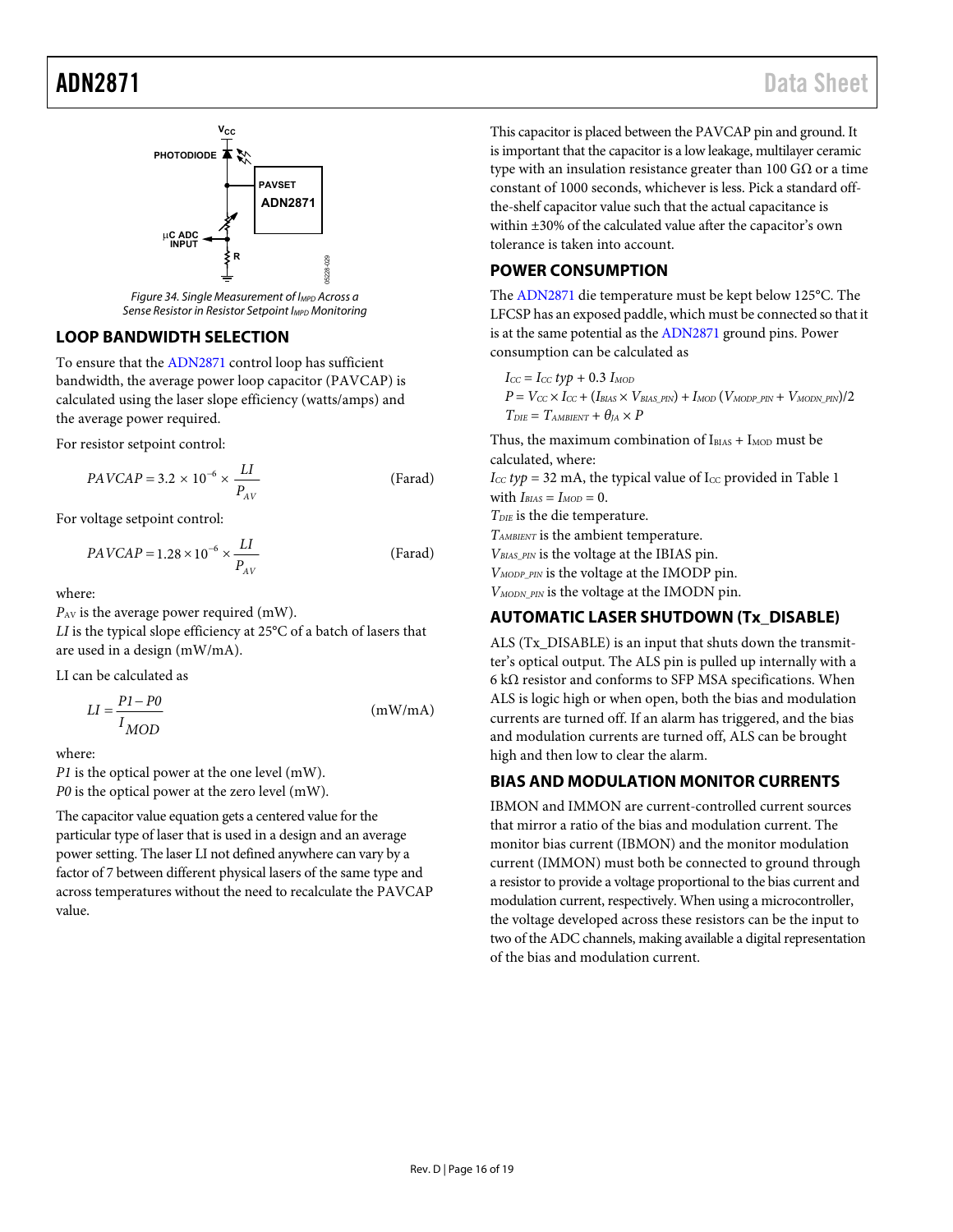Figure 34. Single Measurement of $I_{MPD}$ Across a Sense Resistor in Resistor Setpoint $I_{MPD}$ Monitoring

## LOOP BANDWIDTH SELECTION

To ensure that the ADN2871 control loop has sufficient bandwidth, the average power loop capacitor (PAVCAP) is calculated using the laser slope efficiency (watts/amps) and the average power required.

For resistor setpoint control:

$$PAVCAP = 3.2 \times 10^{-6} \times \frac{LI}{P_{AV}} \quad \text{(Farad)}$$

For voltage setpoint control:

$$PAVCAP = 1.28 \times 10^{-6} \times \frac{LI}{P_{AV}} \quad \text{(Farad)}$$

where:
$P_{AV}$ is the average power required (mW).
*LI* is the typical slope efficiency at 25°C of a batch of lasers that are used in a design (mW/mA).

LI can be calculated as

$$LI = \frac{P1 - P0}{I_{MOD}} \quad \text{(mW/mA)}$$

where:
*P1* is the optical power at the one level (mW).
*P0* is the optical power at the zero level (mW).

The capacitor value equation gets a centered value for the particular type of laser that is used in a design and an average power setting. The laser LI not defined anywhere can vary by a factor of 7 between different physical lasers of the same type and across temperatures without the need to recalculate the PAVCAP value.

This capacitor is placed between the PAVCAP pin and ground. It is important that the capacitor is a low leakage, multilayer ceramic type with an insulation resistance greater than 100 GΩ or a time constant of 1000 seconds, whichever is less. Pick a standard off-the-shelf capacitor value such that the actual capacitance is within ±30% of the calculated value after the capacitor's own tolerance is taken into account.

## POWER CONSUMPTION

The ADN2871 die temperature must be kept below 125°C. The LFCSP has an exposed paddle, which must be connected so that it is at the same potential as the ADN2871 ground pins. Power consumption can be calculated as

$$I_{CC} = I_{CC}\,typ + 0.3\,I_{MOD}$$

$$P = V_{CC} \times I_{CC} + (I_{BIAS} \times V_{BIAS\_PIN}) + I_{MOD}\,(V_{MODP\_PIN} + V_{MODN\_PIN})/2$$

$$T_{DIE} = T_{AMBIENT} + \theta_{JA} \times P$$

Thus, the maximum combination of $I_{BIAS}$ + $I_{MOD}$ must be calculated, where:
$I_{CC}\,typ$ = 32 mA, the typical value of $I_{CC}$ provided in Table 1 with $I_{BIAS} = I_{MOD} = 0$.
$T_{DIE}$ is the die temperature.
$T_{AMBIENT}$ is the ambient temperature.
$V_{BIAS\_PIN}$ is the voltage at the IBIAS pin.
$V_{MODP\_PIN}$ is the voltage at the IMODP pin.
$V_{MODN\_PIN}$ is the voltage at the IMODN pin.

## AUTOMATIC LASER SHUTDOWN (Tx_DISABLE)

ALS (Tx_DISABLE) is an input that shuts down the transmitter's optical output. The ALS pin is pulled up internally with a 6 kΩ resistor and conforms to SFP MSA specifications. When ALS is logic high or when open, both the bias and modulation currents are turned off. If an alarm has triggered, and the bias and modulation currents are turned off, ALS can be brought high and then low to clear the alarm.

## BIAS AND MODULATION MONITOR CURRENTS

IBMON and IMMON are current-controlled current sources that mirror a ratio of the bias and modulation current. The monitor bias current (IBMON) and the monitor modulation current (IMMON) must both be connected to ground through a resistor to provide a voltage proportional to the bias current and modulation current, respectively. When using a microcontroller, the voltage developed across these resistors can be the input to two of the ADC channels, making available a digital representation of the bias and modulation current.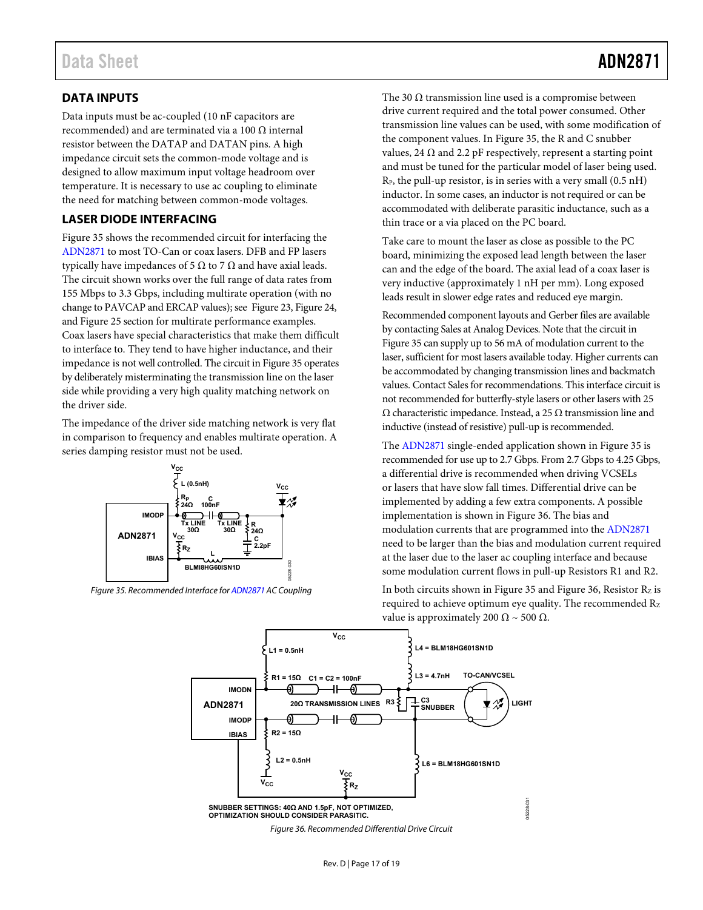## DATA INPUTS

Data inputs must be ac-coupled (10 nF capacitors are recommended) and are terminated via a 100 Ω internal resistor between the DATAP and DATAN pins. A high impedance circuit sets the common-mode voltage and is designed to allow maximum input voltage headroom over temperature. It is necessary to use ac coupling to eliminate the need for matching between common-mode voltages.

## LASER DIODE INTERFACING

Figure 35 shows the recommended circuit for interfacing the ADN2871 to most TO-Can or coax lasers. DFB and FP lasers typically have impedances of 5 Ω to 7 Ω and have axial leads. The circuit shown works over the full range of data rates from 155 Mbps to 3.3 Gbps, including multirate operation (with no change to PAVCAP and ERCAP values); see Figure 23, Figure 24, and Figure 25 section for multirate performance examples. Coax lasers have special characteristics that make them difficult to interface to. They tend to have higher inductance, and their impedance is not well controlled. The circuit in Figure 35 operates by deliberately misterminating the transmission line on the laser side while providing a very high quality matching network on the driver side.

The impedance of the driver side matching network is very flat in comparison to frequency and enables multirate operation. A series damping resistor must not be used.

*Figure 35. Recommended Interface for ADN2871 AC Coupling*

The 30 Ω transmission line used is a compromise between drive current required and the total power consumed. Other transmission line values can be used, with some modification of the component values. In Figure 35, the R and C snubber values, 24 Ω and 2.2 pF respectively, represent a starting point and must be tuned for the particular model of laser being used. $R_P$, the pull-up resistor, is in series with a very small (0.5 nH) inductor. In some cases, an inductor is not required or can be accommodated with deliberate parasitic inductance, such as a thin trace or a via placed on the PC board.

Take care to mount the laser as close as possible to the PC board, minimizing the exposed lead length between the laser can and the edge of the board. The axial lead of a coax laser is very inductive (approximately 1 nH per mm). Long exposed leads result in slower edge rates and reduced eye margin.

Recommended component layouts and Gerber files are available by contacting Sales at Analog Devices. Note that the circuit in Figure 35 can supply up to 56 mA of modulation current to the laser, sufficient for most lasers available today. Higher currents can be accommodated by changing transmission lines and backmatch values. Contact Sales for recommendations. This interface circuit is not recommended for butterfly-style lasers or other lasers with 25 Ω characteristic impedance. Instead, a 25 Ω transmission line and inductive (instead of resistive) pull-up is recommended.

The ADN2871 single-ended application shown in Figure 35 is recommended for use up to 2.7 Gbps. From 2.7 Gbps to 4.25 Gbps, a differential drive is recommended when driving VCSELs or lasers that have slow fall times. Differential drive can be implemented by adding a few extra components. A possible implementation is shown in Figure 36. The bias and modulation currents that are programmed into the ADN2871 need to be larger than the bias and modulation current required at the laser due to the laser ac coupling interface and because some modulation current flows in pull-up Resistors R1 and R2.

In both circuits shown in Figure 35 and Figure 36, Resistor $R_Z$ is required to achieve optimum eye quality. The recommended $R_Z$ value is approximately 200 Ω ~ 500 Ω.

SNUBBER SETTINGS: 40Ω AND 1.5pF, NOT OPTIMIZED, OPTIMIZATION SHOULD CONSIDER PARASITIC.

*Figure 36. Recommended Differential Drive Circuit*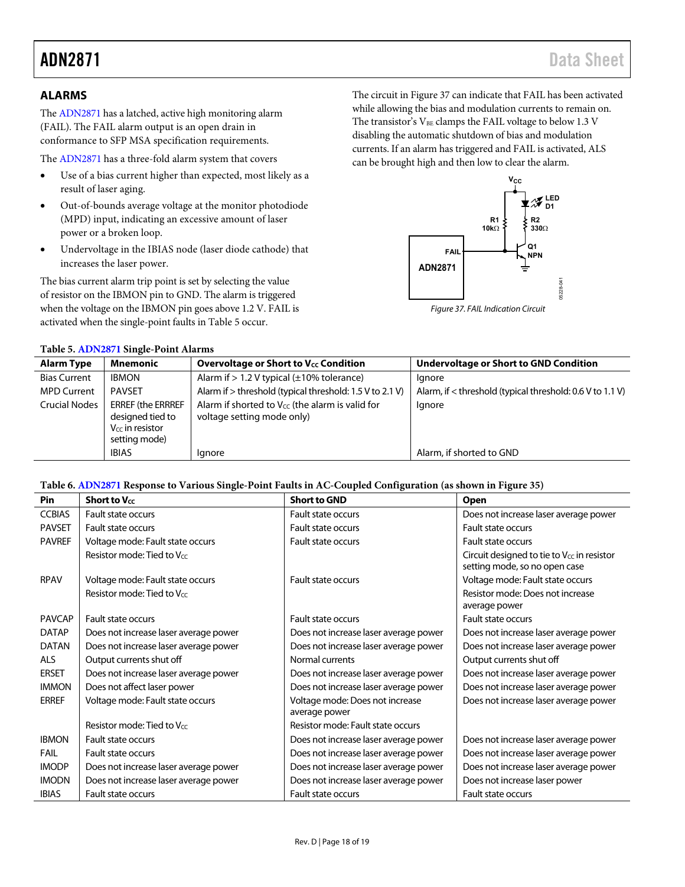## ALARMS

The ADN2871 has a latched, active high monitoring alarm (FAIL). The FAIL alarm output is an open drain in conformance to SFP MSA specification requirements.

The ADN2871 has a three-fold alarm system that covers

- Use of a bias current higher than expected, most likely as a result of laser aging.
- Out-of-bounds average voltage at the monitor photodiode (MPD) input, indicating an excessive amount of laser power or a broken loop.
- Undervoltage in the IBIAS node (laser diode cathode) that increases the laser power.

The bias current alarm trip point is set by selecting the value of resistor on the IBMON pin to GND. The alarm is triggered when the voltage on the IBMON pin goes above 1.2 V. FAIL is activated when the single-point faults in Table 5 occur.

The circuit in Figure 37 can indicate that FAIL has been activated while allowing the bias and modulation currents to remain on. The transistor's $V_{BE}$ clamps the FAIL voltage to below 1.3 V disabling the automatic shutdown of bias and modulation currents. If an alarm has triggered and FAIL is activated, ALS can be brought high and then low to clear the alarm.

Figure 37. FAIL Indication Circuit

**Table 5. ADN2871 Single-Point Alarms**

| Alarm Type | Mnemonic | Overvoltage or Short to $V_{CC}$ Condition | Undervoltage or Short to GND Condition |
|---|---|---|---|
| Bias Current | IBMON | Alarm if > 1.2 V typical (±10% tolerance) | Ignore |
| MPD Current | PAVSET | Alarm if > threshold (typical threshold: 1.5 V to 2.1 V) | Alarm, if < threshold (typical threshold: 0.6 V to 1.1 V) |
| Crucial Nodes | ERREF (the ERRREF designed tied to $V_{CC}$ in resistor setting mode) | Alarm if shorted to $V_{CC}$ (the alarm is valid for voltage setting mode only) | Ignore |
| | IBIAS | Ignore | Alarm, if shorted to GND |

**Table 6. ADN2871 Response to Various Single-Point Faults in AC-Coupled Configuration (as shown in Figure 35)**

| Pin | Short to $V_{CC}$ | Short to GND | Open |
|---|---|---|---|
| CCBIAS | Fault state occurs | Fault state occurs | Does not increase laser average power |
| PAVSET | Fault state occurs | Fault state occurs | Fault state occurs |
| PAVREF | Voltage mode: Fault state occurs | Fault state occurs | Fault state occurs |
| | Resistor mode: Tied to $V_{CC}$ | | Circuit designed to tie to $V_{CC}$ in resistor setting mode, so no open case |
| RPAV | Voltage mode: Fault state occurs | Fault state occurs | Voltage mode: Fault state occurs |
| | Resistor mode: Tied to $V_{CC}$ | | Resistor mode: Does not increase average power |
| PAVCAP | Fault state occurs | Fault state occurs | Fault state occurs |
| DATAP | Does not increase laser average power | Does not increase laser average power | Does not increase laser average power |
| DATAN | Does not increase laser average power | Does not increase laser average power | Does not increase laser average power |
| ALS | Output currents shut off | Normal currents | Output currents shut off |
| ERSET | Does not increase laser average power | Does not increase laser average power | Does not increase laser average power |
| IMMON | Does not affect laser power | Does not increase laser average power | Does not increase laser average power |
| ERREF | Voltage mode: Fault state occurs | Voltage mode: Does not increase average power | Does not increase laser average power |
| | Resistor mode: Tied to $V_{CC}$ | Resistor mode: Fault state occurs | |
| IBMON | Fault state occurs | Does not increase laser average power | Does not increase laser average power |
| FAIL | Fault state occurs | Does not increase laser average power | Does not increase laser average power |
| IMODP | Does not increase laser average power | Does not increase laser average power | Does not increase laser average power |
| IMODN | Does not increase laser average power | Does not increase laser average power | Does not increase laser power |
| IBIAS | Fault state occurs | Fault state occurs | Fault state occurs |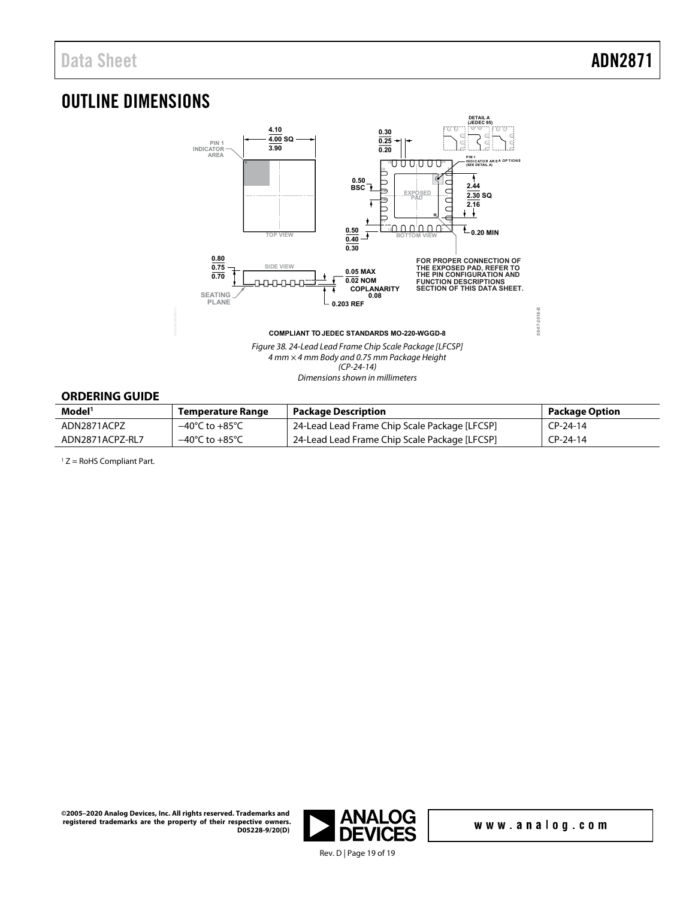# OUTLINE DIMENSIONS

4.10
4.00 SQ
3.90

PIN 1 INDICATOR AREA

TOP VIEW

0.30
0.25
0.20

DETAIL A (JEDEC 95)

PIN 1 INDICATOR AREA OPTIONS (SEE DETAIL A)

0.50 BSC

EXPOSED PAD

2.44
2.30 SQ
2.16

0.50
0.40
0.30

BOTTOM VIEW

0.20 MIN

0.80
0.75
0.70

SIDE VIEW

0.05 MAX
0.02 NOM

COPLANARITY 0.08

0.203 REF

SEATING PLANE

FOR PROPER CONNECTION OF THE EXPOSED PAD, REFER TO THE PIN CONFIGURATION AND FUNCTION DESCRIPTIONS SECTION OF THIS DATA SHEET.

COMPLIANT TO JEDEC STANDARDS MO-220-WGGD-8

09-07-2018-B

*Figure 38. 24-Lead Lead Frame Chip Scale Package [LFCSP]*
*4 mm × 4 mm Body and 0.75 mm Package Height*
*(CP-24-14)*
*Dimensions shown in millimeters*

## ORDERING GUIDE

| Model[1] | Temperature Range | Package Description | Package Option |
|---|---|---|---|
| ADN2871ACPZ | −40°C to +85°C | 24-Lead Lead Frame Chip Scale Package [LFCSP] | CP-24-14 |
| ADN2871ACPZ-RL7 | −40°C to +85°C | 24-Lead Lead Frame Chip Scale Package [LFCSP] | CP-24-14 |

[1] Z = RoHS Compliant Part.

©2005–2020 Analog Devices, Inc. All rights reserved. Trademarks and registered trademarks are the property of their respective owners. D05228-9/20(D)